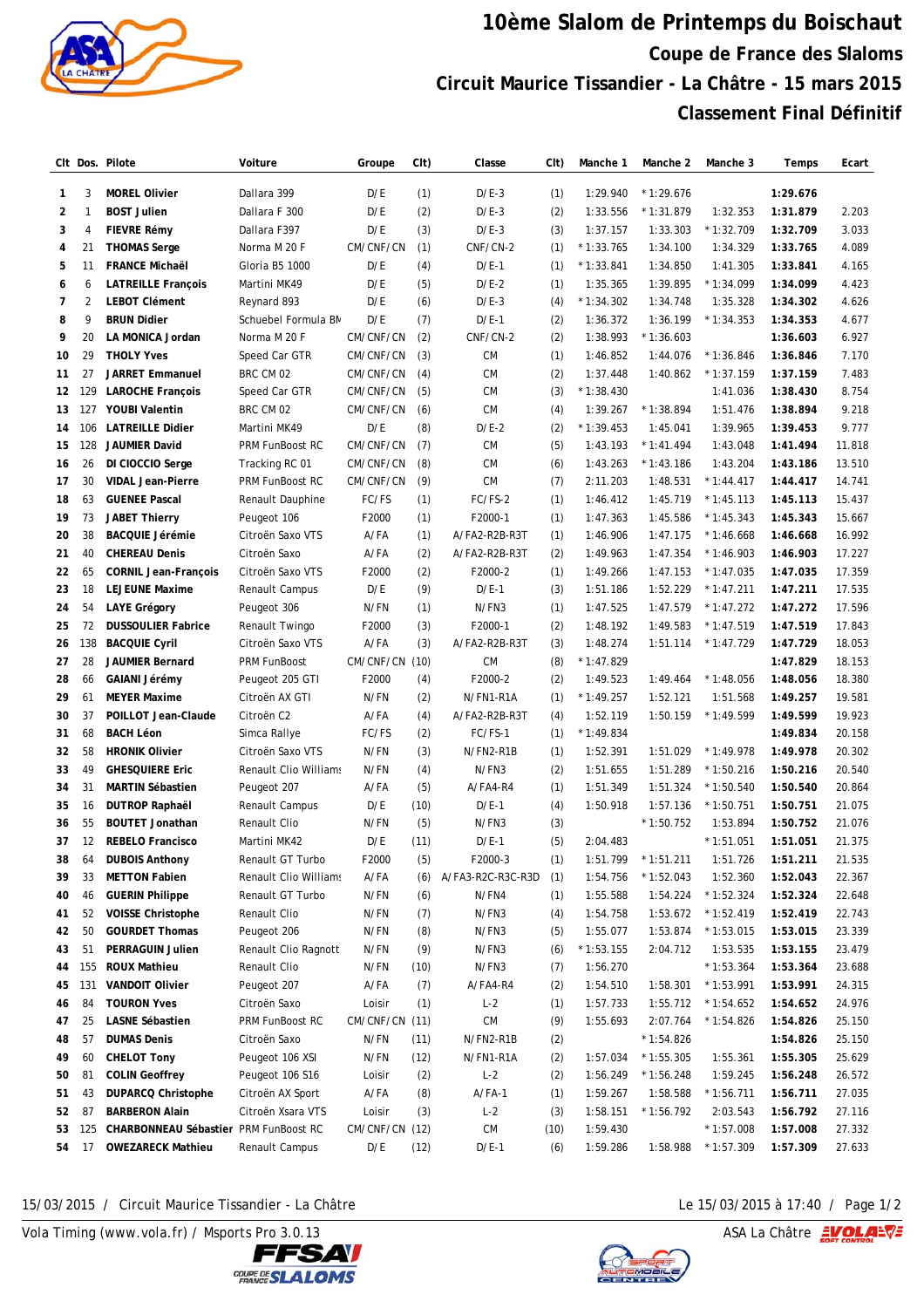# 10ème Slalom de Printemps du Boischaut

## Coupe de France des Slaloms

## Circuit Maurice Tissandier - La Châtre - 15 mars 2015

## Classement Final Définitif

| Clt | Dos. | Pilote | Voiture | Groupe | Clt) | Classe | Clt) | Manche 1 | Manche 2 | Manche 3 | Temps | Ecart |
|---|---|---|---|---|---|---|---|---|---|---|---|---|
| 1 | 3 | **MOREL Olivier** | Dallara 399 | D/E | (1) | D/E-3 | (1) | 1:29.940 | * 1:29.676 | | **1:29.676** | |
| 2 | 1 | **BOST Julien** | Dallara F 300 | D/E | (2) | D/E-3 | (2) | 1:33.556 | * 1:31.879 | 1:32.353 | **1:31.879** | 2.203 |
| 3 | 4 | **FIEVRE Rémy** | Dallara F397 | D/E | (3) | D/E-3 | (3) | 1:37.157 | 1:33.303 | * 1:32.709 | **1:32.709** | 3.033 |
| 4 | 21 | **THOMAS Serge** | Norma M 20 F | CM/CNF/CN | (1) | CNF/CN-2 | (1) | * 1:33.765 | 1:34.100 | 1:34.329 | **1:33.765** | 4.089 |
| 5 | 11 | **FRANCE Michaël** | Gloria B5 1000 | D/E | (4) | D/E-1 | (1) | * 1:33.841 | 1:34.850 | 1:41.305 | **1:33.841** | 4.165 |
| 6 | 6 | **LATREILLE François** | Martini MK49 | D/E | (5) | D/E-2 | (1) | 1:35.365 | 1:39.895 | * 1:34.099 | **1:34.099** | 4.423 |
| 7 | 2 | **LEBOT Clément** | Reynard 893 | D/E | (6) | D/E-3 | (4) | * 1:34.302 | 1:34.748 | 1:35.328 | **1:34.302** | 4.626 |
| 8 | 9 | **BRUN Didier** | Schuebel Formula BM | D/E | (7) | D/E-1 | (2) | 1:36.372 | 1:36.199 | * 1:34.353 | **1:34.353** | 4.677 |
| 9 | 20 | **LA MONICA Jordan** | Norma M 20 F | CM/CNF/CN | (2) | CNF/CN-2 | (2) | 1:38.993 | * 1:36.603 | | **1:36.603** | 6.927 |
| 10 | 29 | **THOLY Yves** | Speed Car GTR | CM/CNF/CN | (3) | CM | (1) | 1:46.852 | 1:44.076 | * 1:36.846 | **1:36.846** | 7.170 |
| 11 | 27 | **JARRET Emmanuel** | BRC CM 02 | CM/CNF/CN | (4) | CM | (2) | 1:37.448 | 1:40.862 | * 1:37.159 | **1:37.159** | 7.483 |
| 12 | 129 | **LAROCHE François** | Speed Car GTR | CM/CNF/CN | (5) | CM | (3) | * 1:38.430 | | 1:41.036 | **1:38.430** | 8.754 |
| 13 | 127 | **YOUBI Valentin** | BRC CM 02 | CM/CNF/CN | (6) | CM | (4) | 1:39.267 | * 1:38.894 | 1:51.476 | **1:38.894** | 9.218 |
| 14 | 106 | **LATREILLE Didier** | Martini MK49 | D/E | (8) | D/E-2 | (2) | * 1:39.453 | 1:45.041 | 1:39.965 | **1:39.453** | 9.777 |
| 15 | 128 | **JAUMIER David** | PRM FunBoost RC | CM/CNF/CN | (7) | CM | (5) | 1:43.193 | * 1:41.494 | 1:43.048 | **1:41.494** | 11.818 |
| 16 | 26 | **DI CIOCCIO Serge** | Tracking RC 01 | CM/CNF/CN | (8) | CM | (6) | 1:43.263 | * 1:43.186 | 1:43.204 | **1:43.186** | 13.510 |
| 17 | 30 | **VIDAL Jean-Pierre** | PRM FunBoost RC | CM/CNF/CN | (9) | CM | (7) | 2:11.203 | 1:48.531 | * 1:44.417 | **1:44.417** | 14.741 |
| 18 | 63 | **GUENEE Pascal** | Renault Dauphine | FC/FS | (1) | FC/FS-2 | (1) | 1:46.412 | 1:45.719 | * 1:45.113 | **1:45.113** | 15.437 |
| 19 | 73 | **JABET Thierry** | Peugeot 106 | F2000 | (1) | F2000-1 | (1) | 1:47.363 | 1:45.586 | * 1:45.343 | **1:45.343** | 15.667 |
| 20 | 38 | **BACQUIE Jérémie** | Citroën Saxo VTS | A/FA | (1) | A/FA2-R2B-R3T | (1) | 1:46.906 | 1:47.175 | * 1:46.668 | **1:46.668** | 16.992 |
| 21 | 40 | **CHEREAU Denis** | Citroën Saxo | A/FA | (2) | A/FA2-R2B-R3T | (2) | 1:49.963 | 1:47.354 | * 1:46.903 | **1:46.903** | 17.227 |
| 22 | 65 | **CORNIL Jean-François** | Citroën Saxo VTS | F2000 | (2) | F2000-2 | (1) | 1:49.266 | 1:47.153 | * 1:47.035 | **1:47.035** | 17.359 |
| 23 | 18 | **LEJEUNE Maxime** | Renault Campus | D/E | (9) | D/E-1 | (3) | 1:51.186 | 1:52.229 | * 1:47.211 | **1:47.211** | 17.535 |
| 24 | 54 | **LAYE Grégory** | Peugeot 306 | N/FN | (1) | N/FN3 | (1) | 1:47.525 | 1:47.579 | * 1:47.272 | **1:47.272** | 17.596 |
| 25 | 72 | **DUSSOULIER Fabrice** | Renault Twingo | F2000 | (3) | F2000-1 | (2) | 1:48.192 | 1:49.583 | * 1:47.519 | **1:47.519** | 17.843 |
| 26 | 138 | **BACQUIE Cyril** | Citroën Saxo VTS | A/FA | (3) | A/FA2-R2B-R3T | (3) | 1:48.274 | 1:51.114 | * 1:47.729 | **1:47.729** | 18.053 |
| 27 | 28 | **JAUMIER Bernard** | PRM FunBoost | CM/CNF/CN | (10) | CM | (8) | * 1:47.829 | | | **1:47.829** | 18.153 |
| 28 | 66 | **GAIANI Jérémy** | Peugeot 205 GTI | F2000 | (4) | F2000-2 | (2) | 1:49.523 | 1:49.464 | * 1:48.056 | **1:48.056** | 18.380 |
| 29 | 61 | **MEYER Maxime** | Citroën AX GTI | N/FN | (2) | N/FN1-R1A | (1) | * 1:49.257 | 1:52.121 | 1:51.568 | **1:49.257** | 19.581 |
| 30 | 37 | **POILLOT Jean-Claude** | Citroën C2 | A/FA | (4) | A/FA2-R2B-R3T | (4) | 1:52.119 | 1:50.159 | * 1:49.599 | **1:49.599** | 19.923 |
| 31 | 68 | **BACH Léon** | Simca Rallye | FC/FS | (2) | FC/FS-1 | (1) | * 1:49.834 | | | **1:49.834** | 20.158 |
| 32 | 58 | **HRONIK Olivier** | Citroën Saxo VTS | N/FN | (3) | N/FN2-R1B | (1) | 1:52.391 | 1:51.029 | * 1:49.978 | **1:49.978** | 20.302 |
| 33 | 49 | **GHESQUIERE Eric** | Renault Clio Williams | N/FN | (4) | N/FN3 | (2) | 1:51.655 | 1:51.289 | * 1:50.216 | **1:50.216** | 20.540 |
| 34 | 31 | **MARTIN Sébastien** | Peugeot 207 | A/FA | (5) | A/FA4-R4 | (1) | 1:51.349 | 1:51.324 | * 1:50.540 | **1:50.540** | 20.864 |
| 35 | 16 | **DUTROP Raphaël** | Renault Campus | D/E | (10) | D/E-1 | (4) | 1:50.918 | 1:57.136 | * 1:50.751 | **1:50.751** | 21.075 |
| 36 | 55 | **BOUTET Jonathan** | Renault Clio | N/FN | (5) | N/FN3 | (3) | | * 1:50.752 | 1:53.894 | **1:50.752** | 21.076 |
| 37 | 12 | **REBELO Francisco** | Martini MK42 | D/E | (11) | D/E-1 | (5) | 2:04.483 | | * 1:51.051 | **1:51.051** | 21.375 |
| 38 | 64 | **DUBOIS Anthony** | Renault GT Turbo | F2000 | (5) | F2000-3 | (1) | 1:51.799 | * 1:51.211 | 1:51.726 | **1:51.211** | 21.535 |
| 39 | 33 | **METTON Fabien** | Renault Clio Williams | A/FA | (6) | A/FA3-R2C-R3C-R3D | (1) | 1:54.756 | * 1:52.043 | 1:52.360 | **1:52.043** | 22.367 |
| 40 | 46 | **GUERIN Philippe** | Renault GT Turbo | N/FN | (6) | N/FN4 | (1) | 1:55.588 | 1:54.224 | * 1:52.324 | **1:52.324** | 22.648 |
| 41 | 52 | **VOISSE Christophe** | Renault Clio | N/FN | (7) | N/FN3 | (4) | 1:54.758 | 1:53.672 | * 1:52.419 | **1:52.419** | 22.743 |
| 42 | 50 | **GOURDET Thomas** | Peugeot 206 | N/FN | (8) | N/FN3 | (5) | 1:55.077 | 1:53.874 | * 1:53.015 | **1:53.015** | 23.339 |
| 43 | 51 | **PERRAGUIN Julien** | Renault Clio Ragnott | N/FN | (9) | N/FN3 | (6) | * 1:53.155 | 2:04.712 | 1:53.535 | **1:53.155** | 23.479 |
| 44 | 155 | **ROUX Mathieu** | Renault Clio | N/FN | (10) | N/FN3 | (7) | 1:56.270 | | * 1:53.364 | **1:53.364** | 23.688 |
| 45 | 131 | **VANDOIT Olivier** | Peugeot 207 | A/FA | (7) | A/FA4-R4 | (2) | 1:54.510 | 1:58.301 | * 1:53.991 | **1:53.991** | 24.315 |
| 46 | 84 | **TOURON Yves** | Citroën Saxo | Loisir | (1) | L-2 | (1) | 1:57.733 | 1:55.712 | * 1:54.652 | **1:54.652** | 24.976 |
| 47 | 25 | **LASNE Sébastien** | PRM FunBoost RC | CM/CNF/CN | (11) | CM | (9) | 1:55.693 | 2:07.764 | * 1:54.826 | **1:54.826** | 25.150 |
| 48 | 57 | **DUMAS Denis** | Citroën Saxo | N/FN | (11) | N/FN2-R1B | (2) | | * 1:54.826 | | **1:54.826** | 25.150 |
| 49 | 60 | **CHELOT Tony** | Peugeot 106 XSI | N/FN | (12) | N/FN1-R1A | (2) | 1:57.034 | * 1:55.305 | 1:55.361 | **1:55.305** | 25.629 |
| 50 | 81 | **COLIN Geoffrey** | Peugeot 106 S16 | Loisir | (2) | L-2 | (2) | 1:56.249 | * 1:56.248 | 1:59.245 | **1:56.248** | 26.572 |
| 51 | 43 | **DUPARCQ Christophe** | Citroën AX Sport | A/FA | (8) | A/FA-1 | (1) | 1:59.267 | 1:58.588 | * 1:56.711 | **1:56.711** | 27.035 |
| 52 | 87 | **BARBERON Alain** | Citroën Xsara VTS | Loisir | (3) | L-2 | (3) | 1:58.151 | * 1:56.792 | 2:03.543 | **1:56.792** | 27.116 |
| 53 | 125 | **CHARBONNEAU Sébastien** | PRM FunBoost RC | CM/CNF/CN | (12) | CM | (10) | 1:59.430 | | * 1:57.008 | **1:57.008** | 27.332 |
| 54 | 17 | **OWEZARECK Mathieu** | Renault Campus | D/E | (12) | D/E-1 | (6) | 1:59.286 | 1:58.988 | * 1:57.309 | **1:57.309** | 27.633 |

15/03/2015 / Circuit Maurice Tissandier - La Châtre — Le 15/03/2015 à 17:40

Vola Timing (www.vola.fr) / Msports Pro 3.0.13 — ASA La Châtre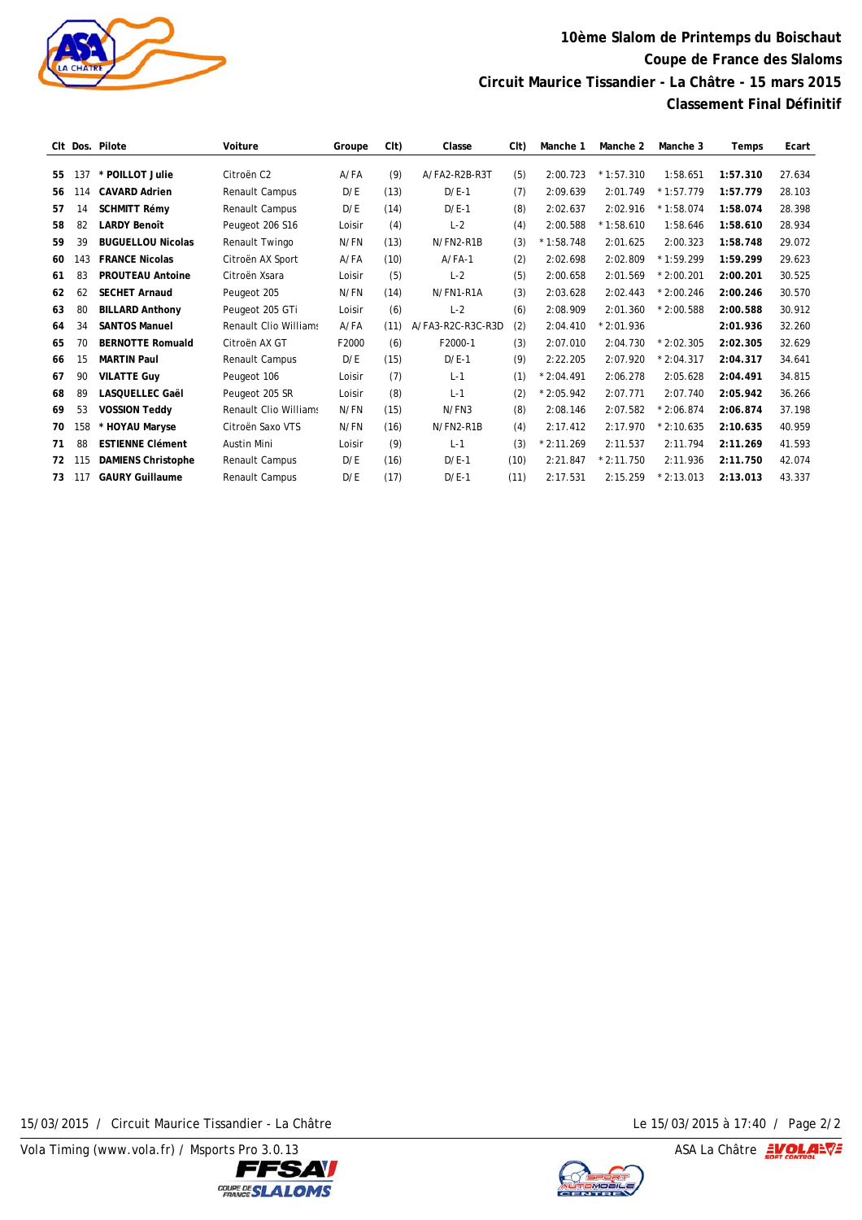# 10ème Slalom de Printemps du Boischaut

## Coupe de France des Slaloms

## Circuit Maurice Tissandier - La Châtre - 15 mars 2015

## Classement Final Définitif

| Clt | Dos. | Pilote | Voiture | Groupe | Clt) | Classe | Clt) | Manche 1 | Manche 2 | Manche 3 | Temps | Ecart |
|---|---|---|---|---|---|---|---|---|---|---|---|---|
| **55** | 137 | **\* POILLOT Julie** | Citroën C2 | A/FA | (9) | A/FA2-R2B-R3T | (5) | 2:00.723 | * 1:57.310 | 1:58.651 | **1:57.310** | 27.634 |
| **56** | 114 | **CAVARD Adrien** | Renault Campus | D/E | (13) | D/E-1 | (7) | 2:09.639 | 2:01.749 | * 1:57.779 | **1:57.779** | 28.103 |
| **57** | 14 | **SCHMITT Rémy** | Renault Campus | D/E | (14) | D/E-1 | (8) | 2:02.637 | 2:02.916 | * 1:58.074 | **1:58.074** | 28.398 |
| **58** | 82 | **LARDY Benoît** | Peugeot 206 S16 | Loisir | (4) | L-2 | (4) | 2:00.588 | * 1:58.610 | 1:58.646 | **1:58.610** | 28.934 |
| **59** | 39 | **BUGUELLOU Nicolas** | Renault Twingo | N/FN | (13) | N/FN2-R1B | (3) | * 1:58.748 | 2:01.625 | 2:00.323 | **1:58.748** | 29.072 |
| **60** | 143 | **FRANCE Nicolas** | Citroën AX Sport | A/FA | (10) | A/FA-1 | (2) | 2:02.698 | 2:02.809 | * 1:59.299 | **1:59.299** | 29.623 |
| **61** | 83 | **PROUTEAU Antoine** | Citroën Xsara | Loisir | (5) | L-2 | (5) | 2:00.658 | 2:01.569 | * 2:00.201 | **2:00.201** | 30.525 |
| **62** | 62 | **SECHET Arnaud** | Peugeot 205 | N/FN | (14) | N/FN1-R1A | (3) | 2:03.628 | 2:02.443 | * 2:00.246 | **2:00.246** | 30.570 |
| **63** | 80 | **BILLARD Anthony** | Peugeot 205 GTi | Loisir | (6) | L-2 | (6) | 2:08.909 | 2:01.360 | * 2:00.588 | **2:00.588** | 30.912 |
| **64** | 34 | **SANTOS Manuel** | Renault Clio Williams | A/FA | (11) | A/FA3-R2C-R3C-R3D | (2) | 2:04.410 | * 2:01.936 | | **2:01.936** | 32.260 |
| **65** | 70 | **BERNOTTE Romuald** | Citroën AX GT | F2000 | (6) | F2000-1 | (3) | 2:07.010 | 2:04.730 | * 2:02.305 | **2:02.305** | 32.629 |
| **66** | 15 | **MARTIN Paul** | Renault Campus | D/E | (15) | D/E-1 | (9) | 2:22.205 | 2:07.920 | * 2:04.317 | **2:04.317** | 34.641 |
| **67** | 90 | **VILATTE Guy** | Peugeot 106 | Loisir | (7) | L-1 | (1) | * 2:04.491 | 2:06.278 | 2:05.628 | **2:04.491** | 34.815 |
| **68** | 89 | **LASQUELLEC Gaël** | Peugeot 205 SR | Loisir | (8) | L-1 | (2) | * 2:05.942 | 2:07.771 | 2:07.740 | **2:05.942** | 36.266 |
| **69** | 53 | **VOSSION Teddy** | Renault Clio Williams | N/FN | (15) | N/FN3 | (8) | 2:08.146 | 2:07.582 | * 2:06.874 | **2:06.874** | 37.198 |
| **70** | 158 | **\* HOYAU Maryse** | Citroën Saxo VTS | N/FN | (16) | N/FN2-R1B | (4) | 2:17.412 | 2:17.970 | * 2:10.635 | **2:10.635** | 40.959 |
| **71** | 88 | **ESTIENNE Clément** | Austin Mini | Loisir | (9) | L-1 | (3) | * 2:11.269 | 2:11.537 | 2:11.794 | **2:11.269** | 41.593 |
| **72** | 115 | **DAMIENS Christophe** | Renault Campus | D/E | (16) | D/E-1 | (10) | 2:21.847 | * 2:11.750 | 2:11.936 | **2:11.750** | 42.074 |
| **73** | 117 | **GAURY Guillaume** | Renault Campus | D/E | (17) | D/E-1 | (11) | 2:17.531 | 2:15.259 | * 2:13.013 | **2:13.013** | 43.337 |

15/03/2015 / Circuit Maurice Tissandier - La Châtre — Le 15/03/2015 à 17:40

Vola Timing (www.vola.fr) / Msports Pro 3.0.13 — ASA La Châtre